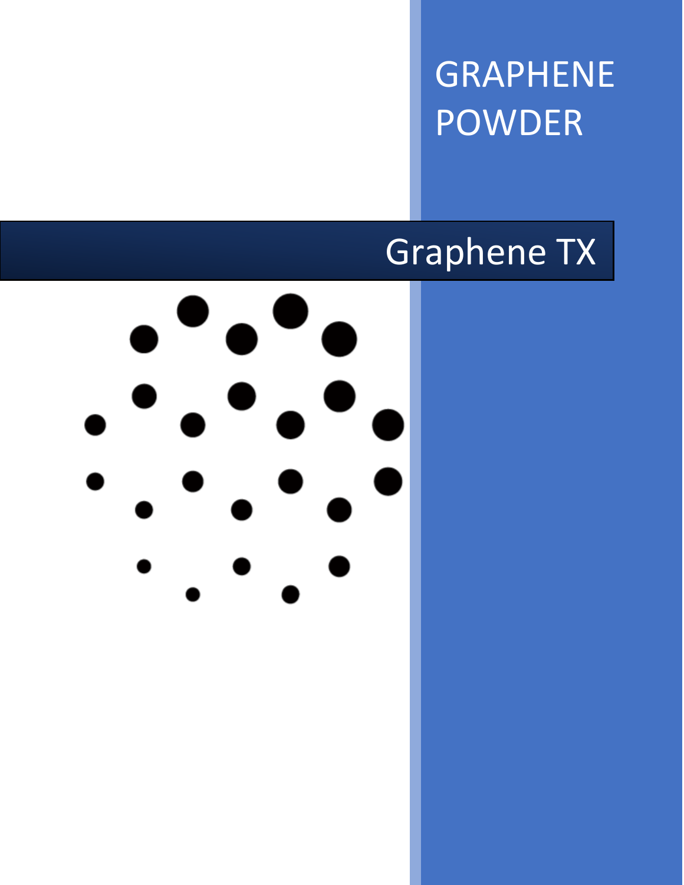# GRAPHENE POWDER

## Graphene TX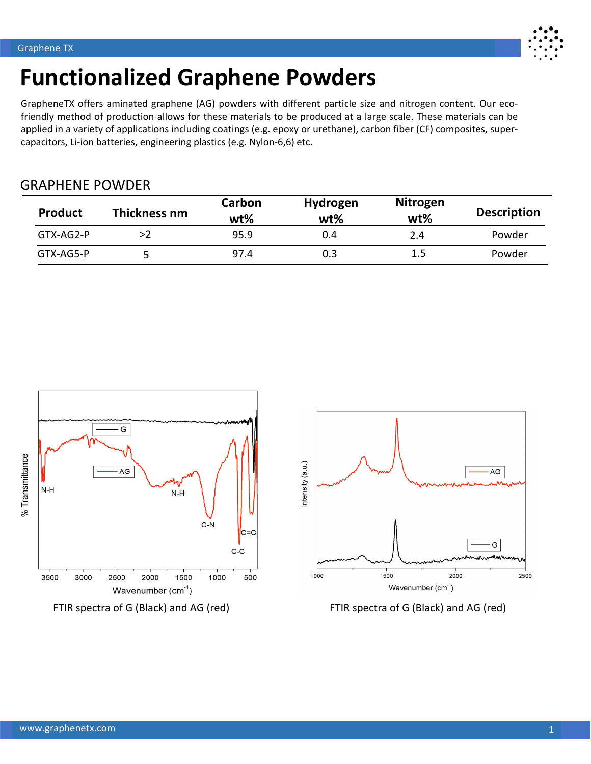# Functionalized Graphene Powders

GrapheneTX offers aminated graphene (AG) powders with different particle size and nitrogen content. Our eco-friendly method of production allows for these materials to be produced at a large scale. These materials can be applied in a variety of applications including coatings (e.g. epoxy or urethane), carbon fiber (CF) composites, super-capacitors, Li-ion batteries, engineering plastics (e.g. Nylon-6,6) etc.

## GRAPHENE POWDER

| Product | Thickness nm | Carbon wt% | Hydrogen wt% | Nitrogen wt% | Description |
|---|---|---|---|---|---|
| GTX-AG2-P | >2 | 95.9 | 0.4 | 2.4 | Powder |
| GTX-AG5-P | 5 | 97.4 | 0.3 | 1.5 | Powder |

FTIR spectra of G (Black) and AG (red)

FTIR spectra of G (Black) and AG (red)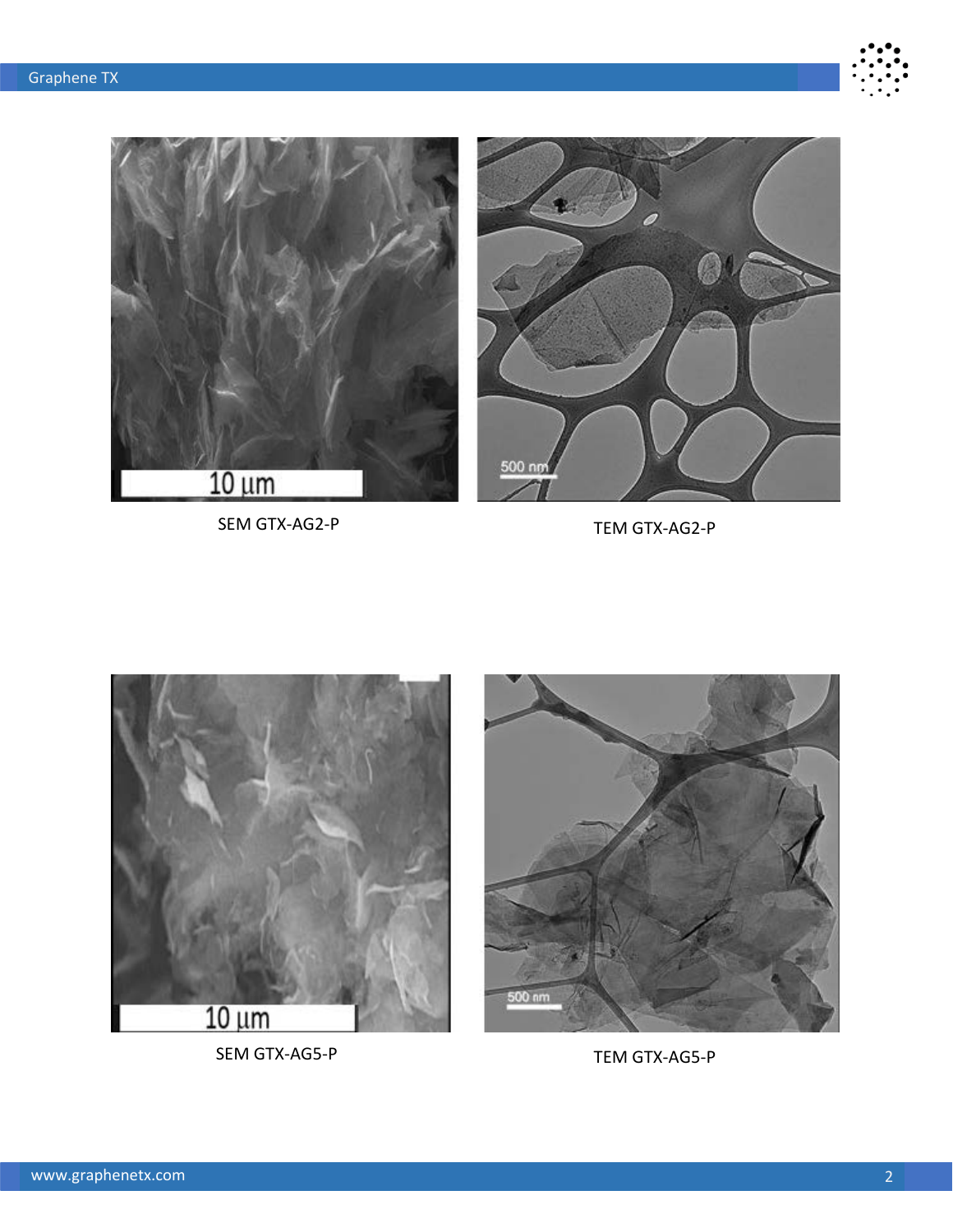SEM GTX-AG2-P

TEM GTX-AG2-P

SEM GTX-AG5-P

TEM GTX-AG5-P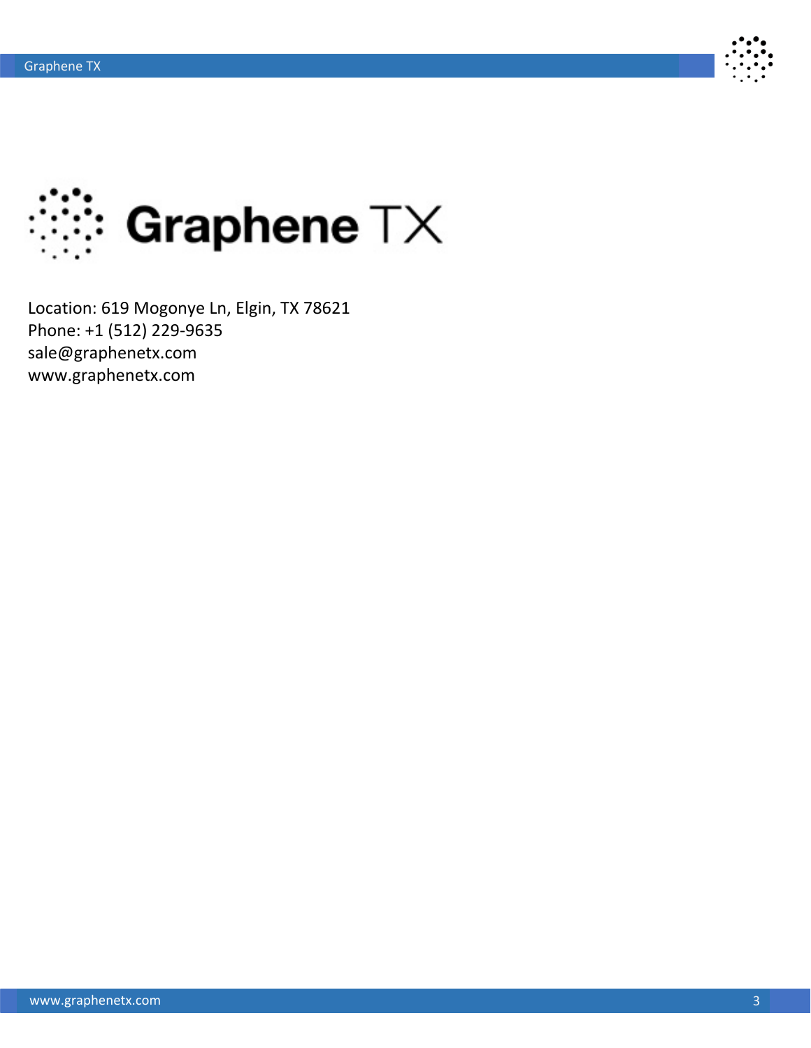Graphene TX

Location: 619 Mogonye Ln, Elgin, TX 78621
Phone: +1 (512) 229-9635
sale@graphenetx.com
www.graphenetx.com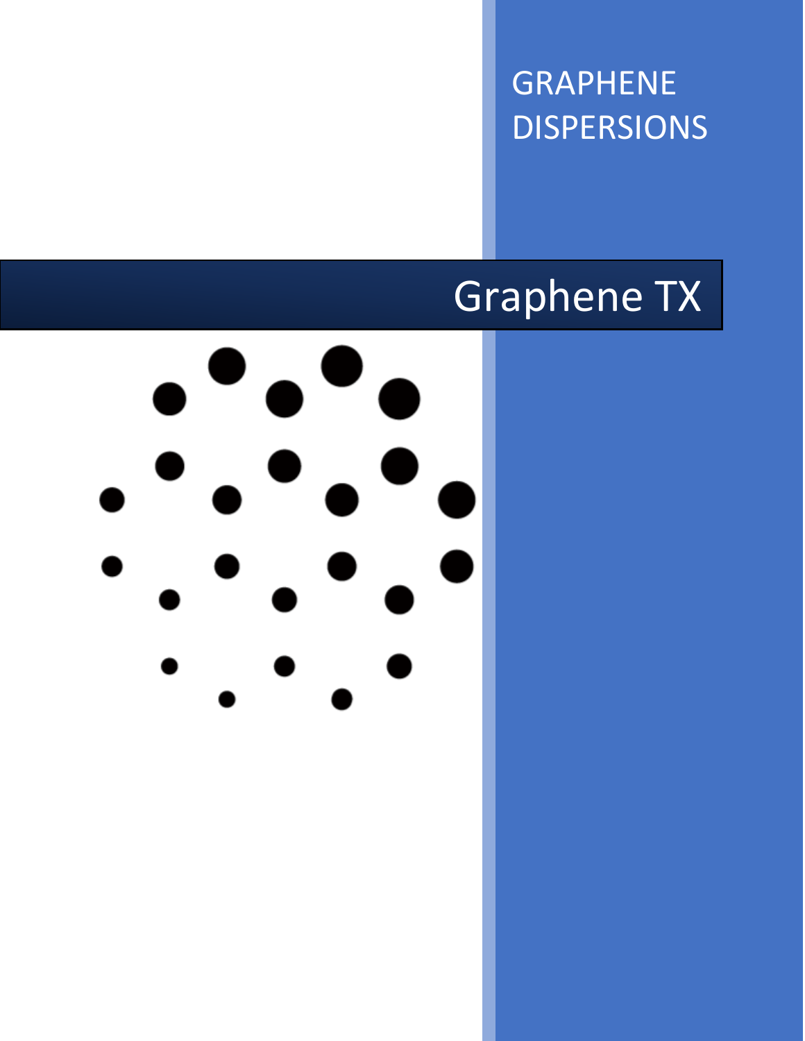GRAPHENE DISPERSIONS

# Graphene TX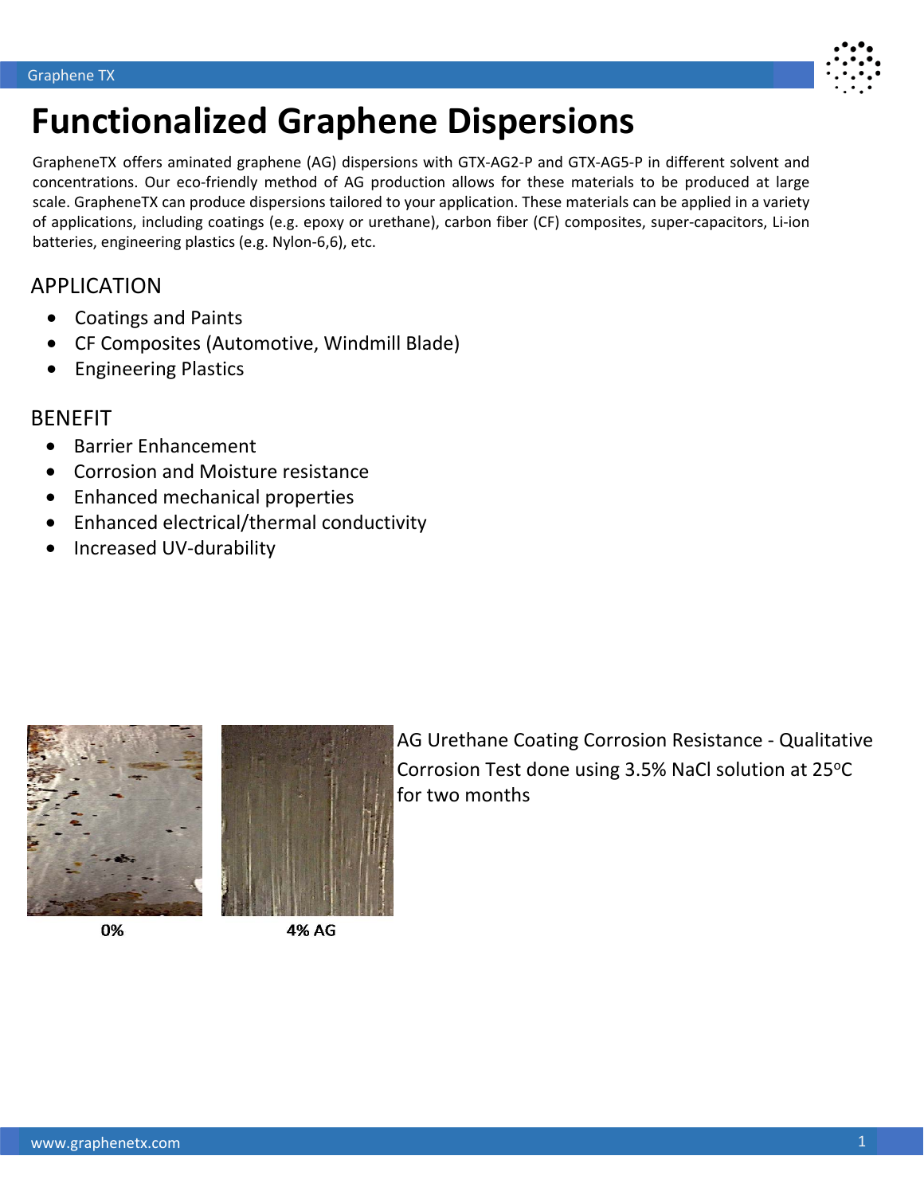# Functionalized Graphene Dispersions

GrapheneTX offers aminated graphene (AG) dispersions with GTX-AG2-P and GTX-AG5-P in different solvent and concentrations. Our eco-friendly method of AG production allows for these materials to be produced at large scale. GrapheneTX can produce dispersions tailored to your application. These materials can be applied in a variety of applications, including coatings (e.g. epoxy or urethane), carbon fiber (CF) composites, super-capacitors, Li-ion batteries, engineering plastics (e.g. Nylon-6,6), etc.

## APPLICATION

- Coatings and Paints
- CF Composites (Automotive, Windmill Blade)
- Engineering Plastics

## BENEFIT

- Barrier Enhancement
- Corrosion and Moisture resistance
- Enhanced mechanical properties
- Enhanced electrical/thermal conductivity
- Increased UV-durability

0%

4% AG

AG Urethane Coating Corrosion Resistance - Qualitative Corrosion Test done using 3.5% NaCl solution at 25$^{o}$C for two months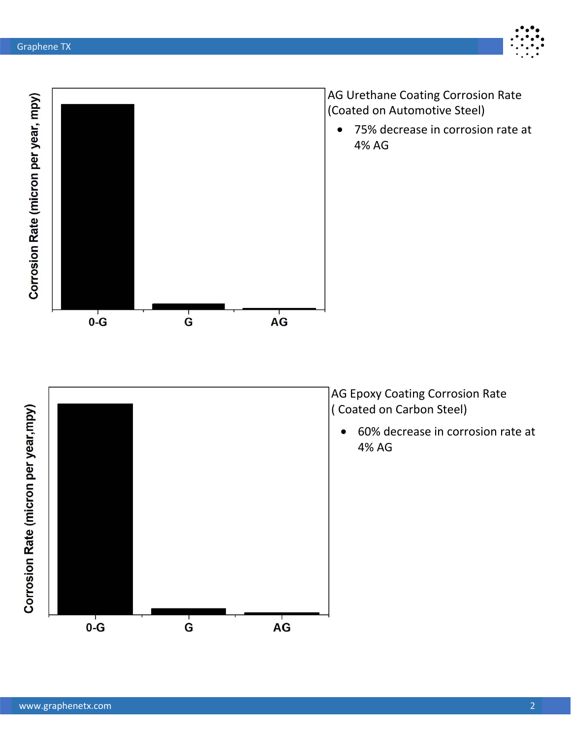Corrosion Rate (micron per year, mpy)

0-G G AG

AG Urethane Coating Corrosion Rate (Coated on Automotive Steel)

- 75% decrease in corrosion rate at 4% AG

Corrosion Rate (micron per year,mpy)

0-G G AG

AG Epoxy Coating Corrosion Rate ( Coated on Carbon Steel)

- 60% decrease in corrosion rate at 4% AG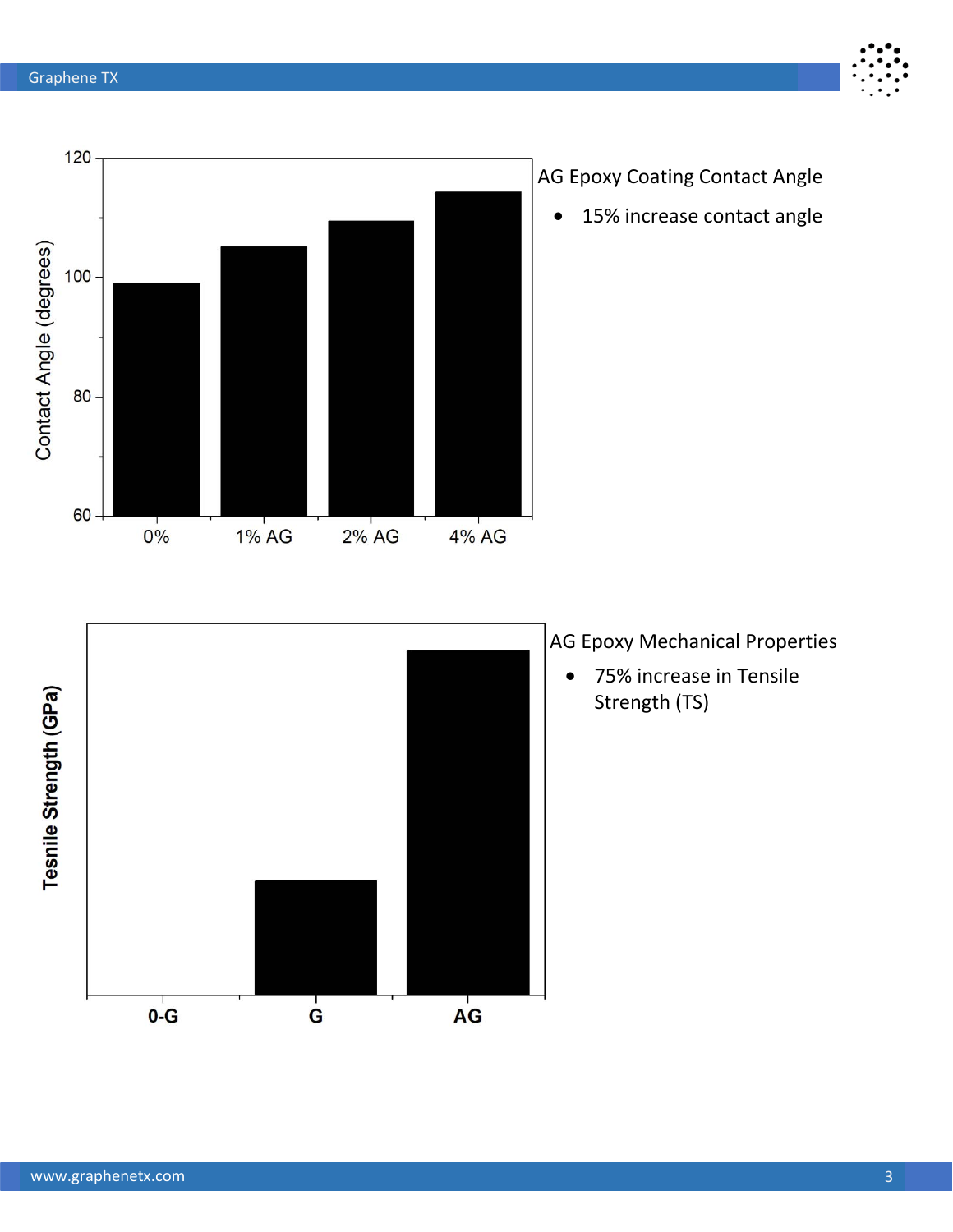AG Epoxy Coating Contact Angle

- 15% increase contact angle

AG Epoxy Mechanical Properties

- 75% increase in Tensile Strength (TS)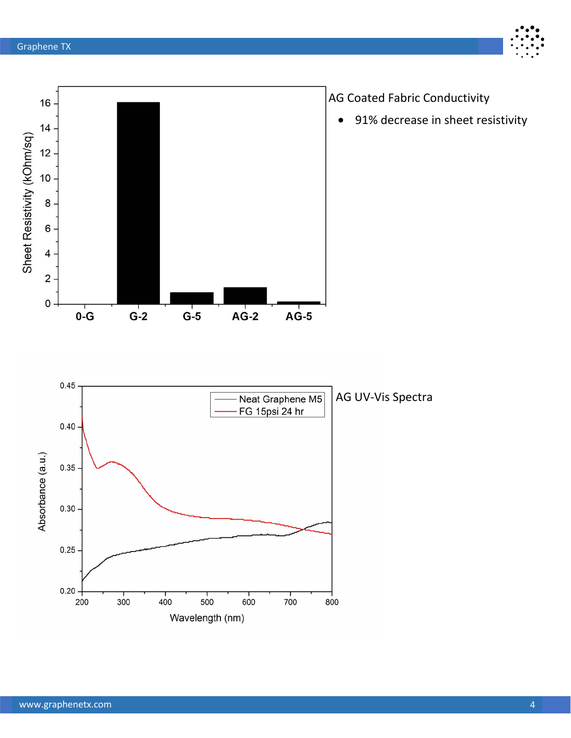AG Coated Fabric Conductivity

- 91% decrease in sheet resistivity

AG UV-Vis Spectra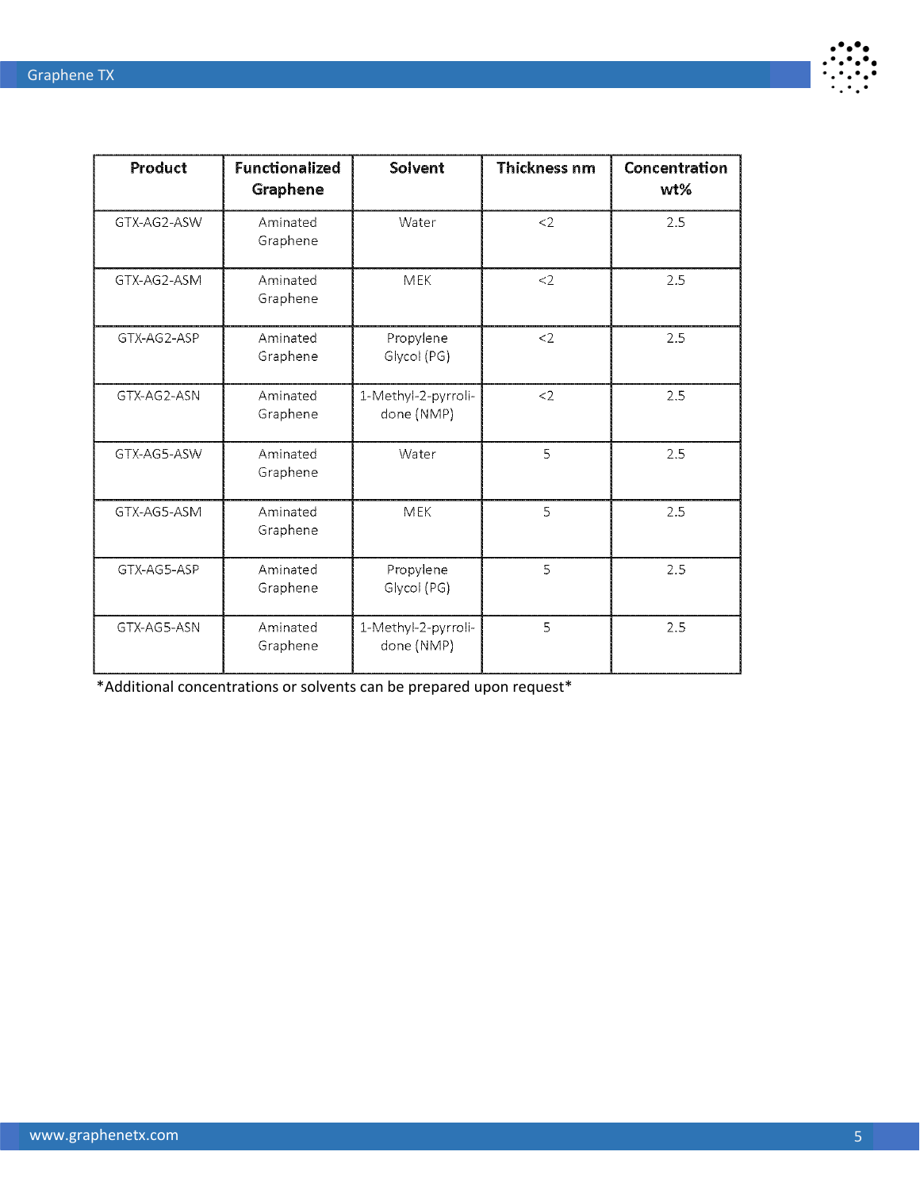| Product | Functionalized Graphene | Solvent | Thickness nm | Concentration wt% |
|---|---|---|---|---|
| GTX-AG2-ASW | Aminated Graphene | Water | <2 | 2.5 |
| GTX-AG2-ASM | Aminated Graphene | MEK | <2 | 2.5 |
| GTX-AG2-ASP | Aminated Graphene | Propylene Glycol (PG) | <2 | 2.5 |
| GTX-AG2-ASN | Aminated Graphene | 1-Methyl-2-pyrrolidone (NMP) | <2 | 2.5 |
| GTX-AG5-ASW | Aminated Graphene | Water | 5 | 2.5 |
| GTX-AG5-ASM | Aminated Graphene | MEK | 5 | 2.5 |
| GTX-AG5-ASP | Aminated Graphene | Propylene Glycol (PG) | 5 | 2.5 |
| GTX-AG5-ASN | Aminated Graphene | 1-Methyl-2-pyrrolidone (NMP) | 5 | 2.5 |

*Additional concentrations or solvents can be prepared upon request*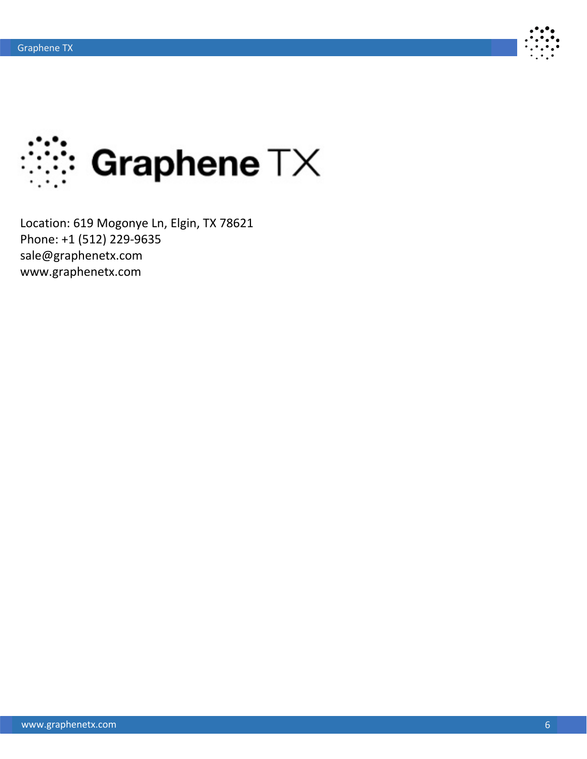Graphene TX

Location: 619 Mogonye Ln, Elgin, TX 78621
Phone: +1 (512) 229-9635
sale@graphenetx.com
www.graphenetx.com